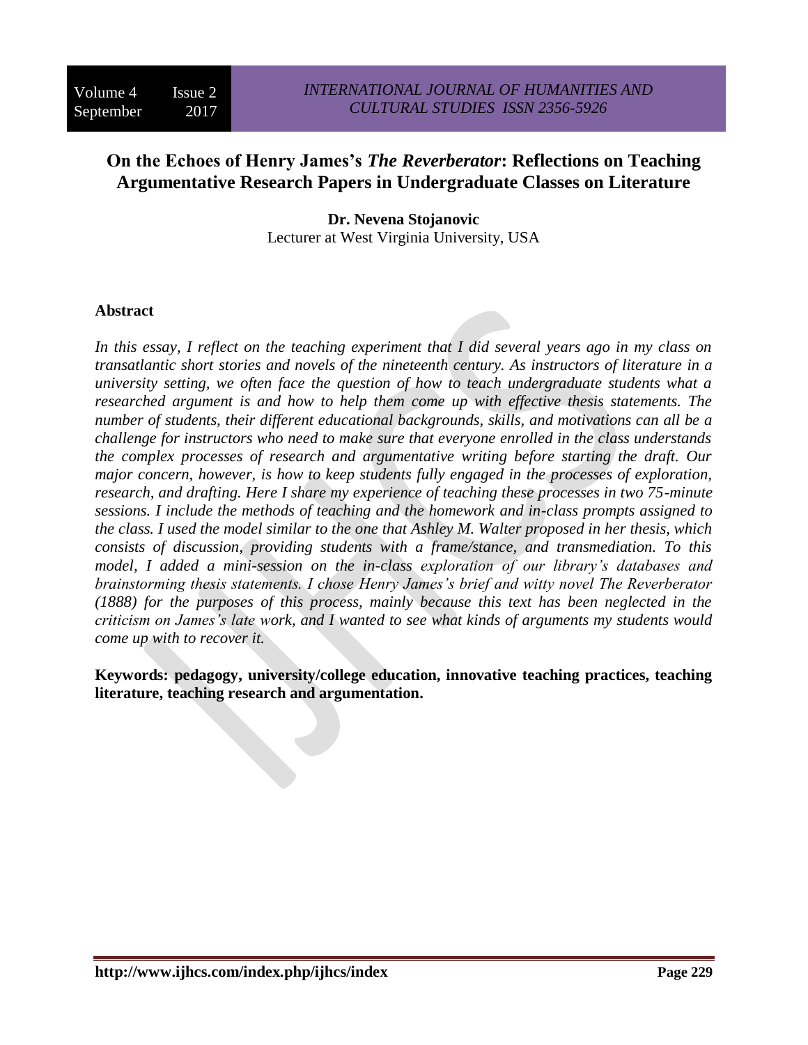# On the Echoes of Henry James's *The Reverberator*: Reflections on Teaching Argumentative Research Papers in Undergraduate Classes on Literature

**Dr. Nevena Stojanovic**
Lecturer at West Virginia University, USA

## Abstract

*In this essay, I reflect on the teaching experiment that I did several years ago in my class on transatlantic short stories and novels of the nineteenth century. As instructors of literature in a university setting, we often face the question of how to teach undergraduate students what a researched argument is and how to help them come up with effective thesis statements. The number of students, their different educational backgrounds, skills, and motivations can all be a challenge for instructors who need to make sure that everyone enrolled in the class understands the complex processes of research and argumentative writing before starting the draft. Our major concern, however, is how to keep students fully engaged in the processes of exploration, research, and drafting. Here I share my experience of teaching these processes in two 75-minute sessions. I include the methods of teaching and the homework and in-class prompts assigned to the class. I used the model similar to the one that Ashley M. Walter proposed in her thesis, which consists of discussion, providing students with a frame/stance, and transmediation. To this model, I added a mini-session on the in-class exploration of our library's databases and brainstorming thesis statements. I chose Henry James's brief and witty novel The Reverberator (1888) for the purposes of this process, mainly because this text has been neglected in the criticism on James's late work, and I wanted to see what kinds of arguments my students would come up with to recover it.*

**Keywords: pedagogy, university/college education, innovative teaching practices, teaching literature, teaching research and argumentation.**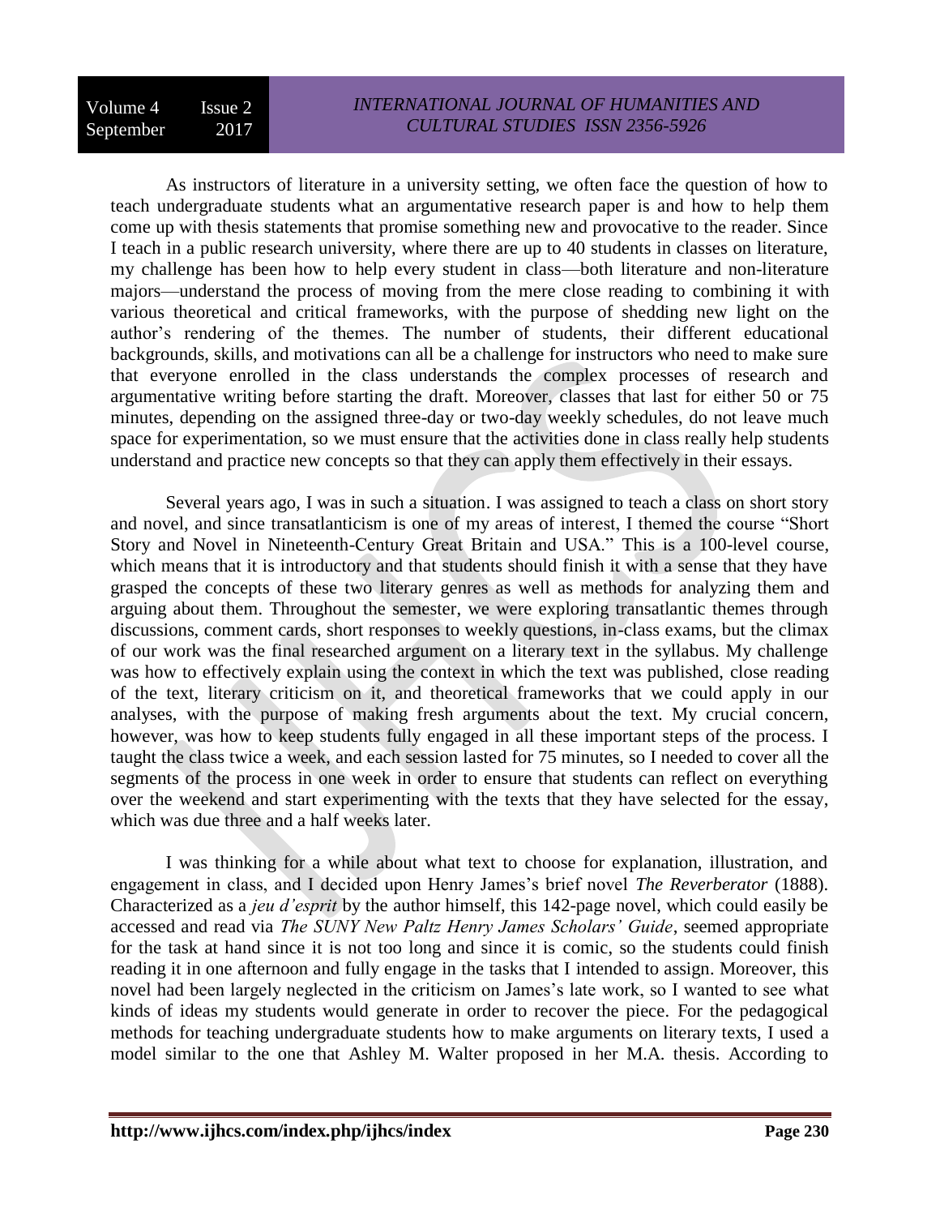As instructors of literature in a university setting, we often face the question of how to teach undergraduate students what an argumentative research paper is and how to help them come up with thesis statements that promise something new and provocative to the reader. Since I teach in a public research university, where there are up to 40 students in classes on literature, my challenge has been how to help every student in class—both literature and non-literature majors—understand the process of moving from the mere close reading to combining it with various theoretical and critical frameworks, with the purpose of shedding new light on the author's rendering of the themes. The number of students, their different educational backgrounds, skills, and motivations can all be a challenge for instructors who need to make sure that everyone enrolled in the class understands the complex processes of research and argumentative writing before starting the draft. Moreover, classes that last for either 50 or 75 minutes, depending on the assigned three-day or two-day weekly schedules, do not leave much space for experimentation, so we must ensure that the activities done in class really help students understand and practice new concepts so that they can apply them effectively in their essays.

Several years ago, I was in such a situation. I was assigned to teach a class on short story and novel, and since transatlanticism is one of my areas of interest, I themed the course "Short Story and Novel in Nineteenth-Century Great Britain and USA." This is a 100-level course, which means that it is introductory and that students should finish it with a sense that they have grasped the concepts of these two literary genres as well as methods for analyzing them and arguing about them. Throughout the semester, we were exploring transatlantic themes through discussions, comment cards, short responses to weekly questions, in-class exams, but the climax of our work was the final researched argument on a literary text in the syllabus. My challenge was how to effectively explain using the context in which the text was published, close reading of the text, literary criticism on it, and theoretical frameworks that we could apply in our analyses, with the purpose of making fresh arguments about the text. My crucial concern, however, was how to keep students fully engaged in all these important steps of the process. I taught the class twice a week, and each session lasted for 75 minutes, so I needed to cover all the segments of the process in one week in order to ensure that students can reflect on everything over the weekend and start experimenting with the texts that they have selected for the essay, which was due three and a half weeks later.

I was thinking for a while about what text to choose for explanation, illustration, and engagement in class, and I decided upon Henry James's brief novel *The Reverberator* (1888). Characterized as a *jeu d'esprit* by the author himself, this 142-page novel, which could easily be accessed and read via *The SUNY New Paltz Henry James Scholars' Guide*, seemed appropriate for the task at hand since it is not too long and since it is comic, so the students could finish reading it in one afternoon and fully engage in the tasks that I intended to assign. Moreover, this novel had been largely neglected in the criticism on James's late work, so I wanted to see what kinds of ideas my students would generate in order to recover the piece. For the pedagogical methods for teaching undergraduate students how to make arguments on literary texts, I used a model similar to the one that Ashley M. Walter proposed in her M.A. thesis. According to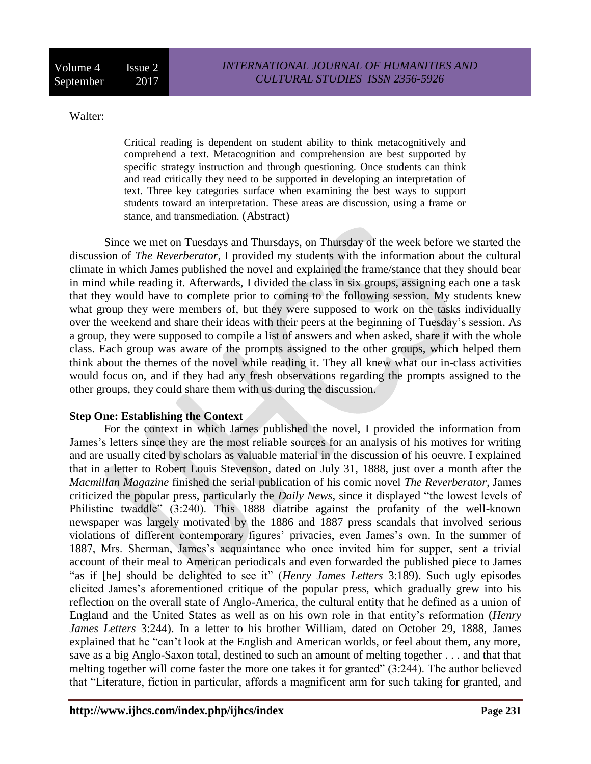Walter:

> Critical reading is dependent on student ability to think metacognitively and comprehend a text. Metacognition and comprehension are best supported by specific strategy instruction and through questioning. Once students can think and read critically they need to be supported in developing an interpretation of text. Three key categories surface when examining the best ways to support students toward an interpretation. These areas are discussion, using a frame or stance, and transmediation. (Abstract)

Since we met on Tuesdays and Thursdays, on Thursday of the week before we started the discussion of *The Reverberator*, I provided my students with the information about the cultural climate in which James published the novel and explained the frame/stance that they should bear in mind while reading it. Afterwards, I divided the class in six groups, assigning each one a task that they would have to complete prior to coming to the following session. My students knew what group they were members of, but they were supposed to work on the tasks individually over the weekend and share their ideas with their peers at the beginning of Tuesday's session. As a group, they were supposed to compile a list of answers and when asked, share it with the whole class. Each group was aware of the prompts assigned to the other groups, which helped them think about the themes of the novel while reading it. They all knew what our in-class activities would focus on, and if they had any fresh observations regarding the prompts assigned to the other groups, they could share them with us during the discussion.

**Step One: Establishing the Context**

For the context in which James published the novel, I provided the information from James's letters since they are the most reliable sources for an analysis of his motives for writing and are usually cited by scholars as valuable material in the discussion of his oeuvre. I explained that in a letter to Robert Louis Stevenson, dated on July 31, 1888, just over a month after the *Macmillan Magazine* finished the serial publication of his comic novel *The Reverberator*, James criticized the popular press, particularly the *Daily News*, since it displayed "the lowest levels of Philistine twaddle" (3:240). This 1888 diatribe against the profanity of the well-known newspaper was largely motivated by the 1886 and 1887 press scandals that involved serious violations of different contemporary figures' privacies, even James's own. In the summer of 1887, Mrs. Sherman, James's acquaintance who once invited him for supper, sent a trivial account of their meal to American periodicals and even forwarded the published piece to James "as if [he] should be delighted to see it" (*Henry James Letters* 3:189). Such ugly episodes elicited James's aforementioned critique of the popular press, which gradually grew into his reflection on the overall state of Anglo-America, the cultural entity that he defined as a union of England and the United States as well as on his own role in that entity's reformation (*Henry James Letters* 3:244). In a letter to his brother William, dated on October 29, 1888, James explained that he "can't look at the English and American worlds, or feel about them, any more, save as a big Anglo-Saxon total, destined to such an amount of melting together . . . and that that melting together will come faster the more one takes it for granted" (3:244). The author believed that "Literature, fiction in particular, affords a magnificent arm for such taking for granted, and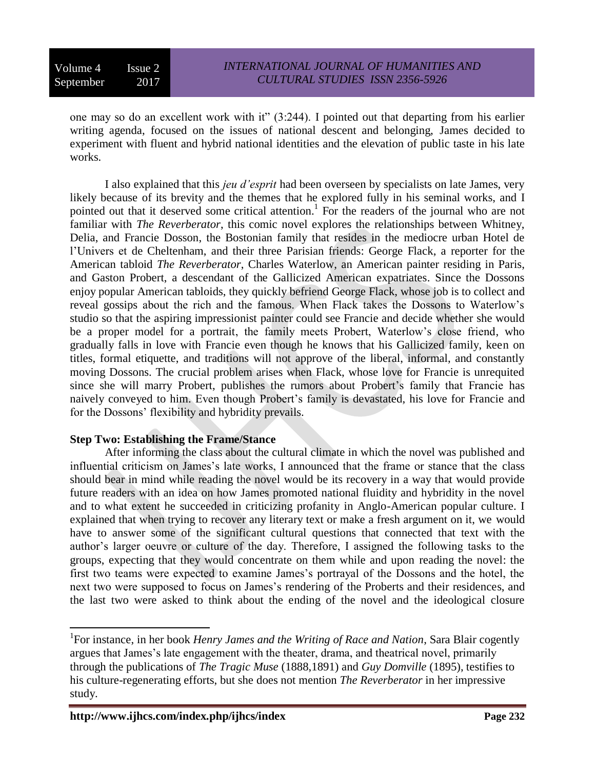one may so do an excellent work with it" (3:244). I pointed out that departing from his earlier writing agenda, focused on the issues of national descent and belonging, James decided to experiment with fluent and hybrid national identities and the elevation of public taste in his late works.

I also explained that this *jeu d'esprit* had been overseen by specialists on late James, very likely because of its brevity and the themes that he explored fully in his seminal works, and I pointed out that it deserved some critical attention.[1] For the readers of the journal who are not familiar with *The Reverberator*, this comic novel explores the relationships between Whitney, Delia, and Francie Dosson, the Bostonian family that resides in the mediocre urban Hotel de l'Univers et de Cheltenham, and their three Parisian friends: George Flack, a reporter for the American tabloid *The Reverberator*, Charles Waterlow, an American painter residing in Paris, and Gaston Probert, a descendant of the Gallicized American expatriates. Since the Dossons enjoy popular American tabloids, they quickly befriend George Flack, whose job is to collect and reveal gossips about the rich and the famous. When Flack takes the Dossons to Waterlow's studio so that the aspiring impressionist painter could see Francie and decide whether she would be a proper model for a portrait, the family meets Probert, Waterlow's close friend, who gradually falls in love with Francie even though he knows that his Gallicized family, keen on titles, formal etiquette, and traditions will not approve of the liberal, informal, and constantly moving Dossons. The crucial problem arises when Flack, whose love for Francie is unrequited since she will marry Probert, publishes the rumors about Probert's family that Francie has naively conveyed to him. Even though Probert's family is devastated, his love for Francie and for the Dossons' flexibility and hybridity prevails.

**Step Two: Establishing the Frame/Stance**

After informing the class about the cultural climate in which the novel was published and influential criticism on James's late works, I announced that the frame or stance that the class should bear in mind while reading the novel would be its recovery in a way that would provide future readers with an idea on how James promoted national fluidity and hybridity in the novel and to what extent he succeeded in criticizing profanity in Anglo-American popular culture. I explained that when trying to recover any literary text or make a fresh argument on it, we would have to answer some of the significant cultural questions that connected that text with the author's larger oeuvre or culture of the day. Therefore, I assigned the following tasks to the groups, expecting that they would concentrate on them while and upon reading the novel: the first two teams were expected to examine James's portrayal of the Dossons and the hotel, the next two were supposed to focus on James's rendering of the Proberts and their residences, and the last two were asked to think about the ending of the novel and the ideological closure

---

[1] For instance, in her book *Henry James and the Writing of Race and Nation*, Sara Blair cogently argues that James's late engagement with the theater, drama, and theatrical novel, primarily through the publications of *The Tragic Muse* (1888,1891) and *Guy Domville* (1895), testifies to his culture-regenerating efforts, but she does not mention *The Reverberator* in her impressive study.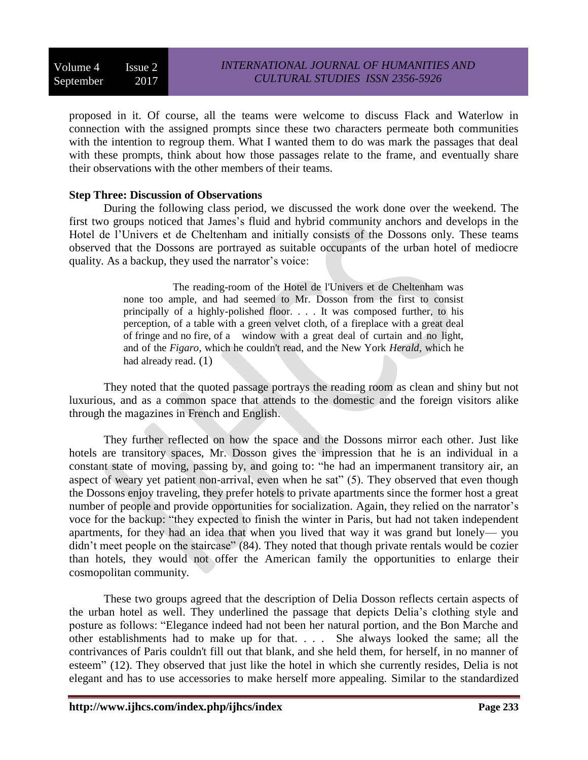proposed in it. Of course, all the teams were welcome to discuss Flack and Waterlow in connection with the assigned prompts since these two characters permeate both communities with the intention to regroup them. What I wanted them to do was mark the passages that deal with these prompts, think about how those passages relate to the frame, and eventually share their observations with the other members of their teams.

**Step Three: Discussion of Observations**

During the following class period, we discussed the work done over the weekend. The first two groups noticed that James's fluid and hybrid community anchors and develops in the Hotel de l'Univers et de Cheltenham and initially consists of the Dossons only. These teams observed that the Dossons are portrayed as suitable occupants of the urban hotel of mediocre quality. As a backup, they used the narrator's voice:

> The reading-room of the Hotel de l'Univers et de Cheltenham was none too ample, and had seemed to Mr. Dosson from the first to consist principally of a highly-polished floor. . . . It was composed further, to his perception, of a table with a green velvet cloth, of a fireplace with a great deal of fringe and no fire, of a window with a great deal of curtain and no light, and of the *Figaro*, which he couldn't read, and the New York *Herald*, which he had already read. (1)

They noted that the quoted passage portrays the reading room as clean and shiny but not luxurious, and as a common space that attends to the domestic and the foreign visitors alike through the magazines in French and English.

They further reflected on how the space and the Dossons mirror each other. Just like hotels are transitory spaces, Mr. Dosson gives the impression that he is an individual in a constant state of moving, passing by, and going to: "he had an impermanent transitory air, an aspect of weary yet patient non-arrival, even when he sat" (5). They observed that even though the Dossons enjoy traveling, they prefer hotels to private apartments since the former host a great number of people and provide opportunities for socialization. Again, they relied on the narrator's voce for the backup: "they expected to finish the winter in Paris, but had not taken independent apartments, for they had an idea that when you lived that way it was grand but lonely— you didn't meet people on the staircase" (84). They noted that though private rentals would be cozier than hotels, they would not offer the American family the opportunities to enlarge their cosmopolitan community.

These two groups agreed that the description of Delia Dosson reflects certain aspects of the urban hotel as well. They underlined the passage that depicts Delia's clothing style and posture as follows: "Elegance indeed had not been her natural portion, and the Bon Marche and other establishments had to make up for that. . . . She always looked the same; all the contrivances of Paris couldn't fill out that blank, and she held them, for herself, in no manner of esteem" (12). They observed that just like the hotel in which she currently resides, Delia is not elegant and has to use accessories to make herself more appealing. Similar to the standardized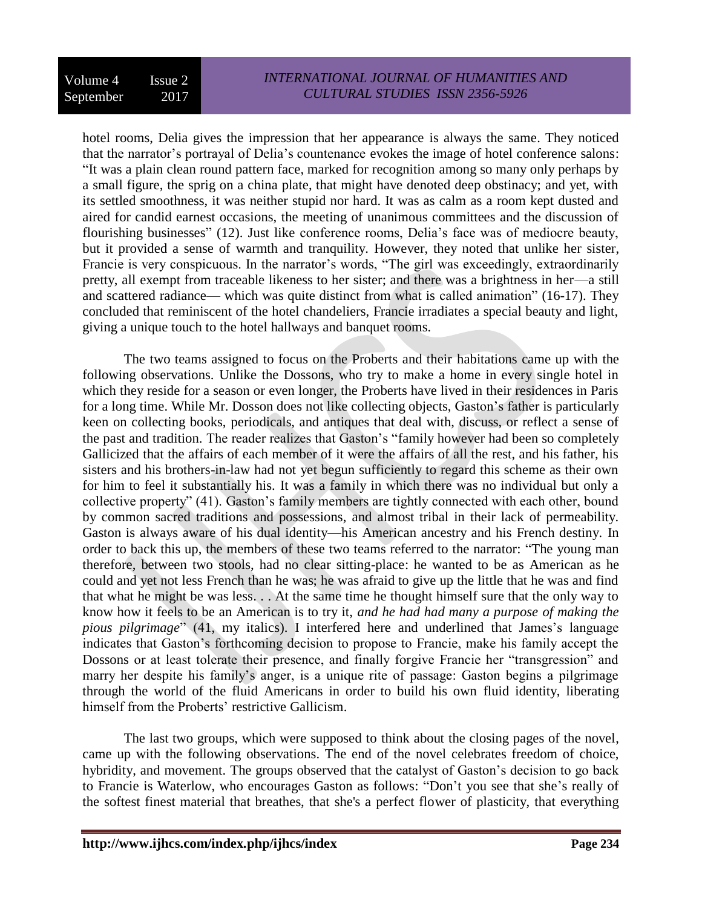hotel rooms, Delia gives the impression that her appearance is always the same. They noticed that the narrator's portrayal of Delia's countenance evokes the image of hotel conference salons: "It was a plain clean round pattern face, marked for recognition among so many only perhaps by a small figure, the sprig on a china plate, that might have denoted deep obstinacy; and yet, with its settled smoothness, it was neither stupid nor hard. It was as calm as a room kept dusted and aired for candid earnest occasions, the meeting of unanimous committees and the discussion of flourishing businesses" (12). Just like conference rooms, Delia's face was of mediocre beauty, but it provided a sense of warmth and tranquility. However, they noted that unlike her sister, Francie is very conspicuous. In the narrator's words, "The girl was exceedingly, extraordinarily pretty, all exempt from traceable likeness to her sister; and there was a brightness in her—a still and scattered radiance— which was quite distinct from what is called animation" (16-17). They concluded that reminiscent of the hotel chandeliers, Francie irradiates a special beauty and light, giving a unique touch to the hotel hallways and banquet rooms.

The two teams assigned to focus on the Proberts and their habitations came up with the following observations. Unlike the Dossons, who try to make a home in every single hotel in which they reside for a season or even longer, the Proberts have lived in their residences in Paris for a long time. While Mr. Dosson does not like collecting objects, Gaston's father is particularly keen on collecting books, periodicals, and antiques that deal with, discuss, or reflect a sense of the past and tradition. The reader realizes that Gaston's "family however had been so completely Gallicized that the affairs of each member of it were the affairs of all the rest, and his father, his sisters and his brothers-in-law had not yet begun sufficiently to regard this scheme as their own for him to feel it substantially his. It was a family in which there was no individual but only a collective property" (41). Gaston's family members are tightly connected with each other, bound by common sacred traditions and possessions, and almost tribal in their lack of permeability. Gaston is always aware of his dual identity—his American ancestry and his French destiny. In order to back this up, the members of these two teams referred to the narrator: "The young man therefore, between two stools, had no clear sitting-place: he wanted to be as American as he could and yet not less French than he was; he was afraid to give up the little that he was and find that what he might be was less. . . At the same time he thought himself sure that the only way to know how it feels to be an American is to try it, *and he had had many a purpose of making the pious pilgrimage*" (41, my italics). I interfered here and underlined that James's language indicates that Gaston's forthcoming decision to propose to Francie, make his family accept the Dossons or at least tolerate their presence, and finally forgive Francie her "transgression" and marry her despite his family's anger, is a unique rite of passage: Gaston begins a pilgrimage through the world of the fluid Americans in order to build his own fluid identity, liberating himself from the Proberts' restrictive Gallicism.

The last two groups, which were supposed to think about the closing pages of the novel, came up with the following observations. The end of the novel celebrates freedom of choice, hybridity, and movement. The groups observed that the catalyst of Gaston's decision to go back to Francie is Waterlow, who encourages Gaston as follows: "Don't you see that she's really of the softest finest material that breathes, that she's a perfect flower of plasticity, that everything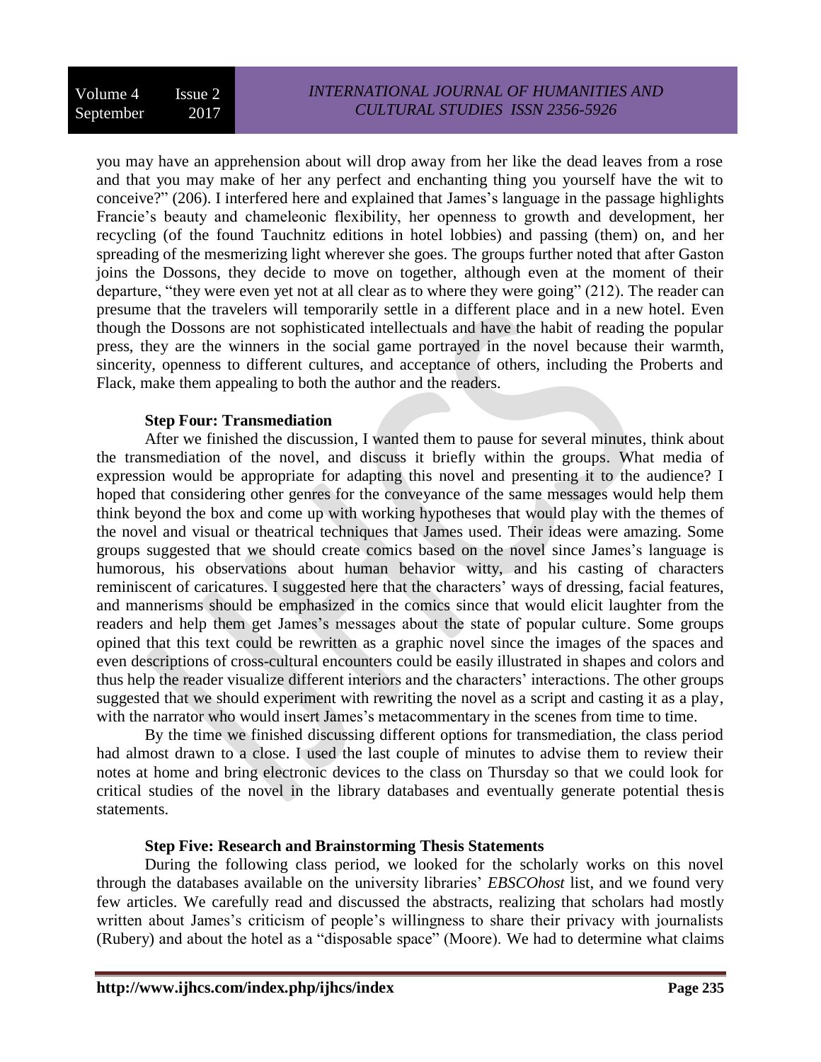you may have an apprehension about will drop away from her like the dead leaves from a rose and that you may make of her any perfect and enchanting thing you yourself have the wit to conceive?" (206). I interfered here and explained that James's language in the passage highlights Francie's beauty and chameleonic flexibility, her openness to growth and development, her recycling (of the found Tauchnitz editions in hotel lobbies) and passing (them) on, and her spreading of the mesmerizing light wherever she goes. The groups further noted that after Gaston joins the Dossons, they decide to move on together, although even at the moment of their departure, "they were even yet not at all clear as to where they were going" (212). The reader can presume that the travelers will temporarily settle in a different place and in a new hotel. Even though the Dossons are not sophisticated intellectuals and have the habit of reading the popular press, they are the winners in the social game portrayed in the novel because their warmth, sincerity, openness to different cultures, and acceptance of others, including the Proberts and Flack, make them appealing to both the author and the readers.

**Step Four: Transmediation**

After we finished the discussion, I wanted them to pause for several minutes, think about the transmediation of the novel, and discuss it briefly within the groups. What media of expression would be appropriate for adapting this novel and presenting it to the audience? I hoped that considering other genres for the conveyance of the same messages would help them think beyond the box and come up with working hypotheses that would play with the themes of the novel and visual or theatrical techniques that James used. Their ideas were amazing. Some groups suggested that we should create comics based on the novel since James's language is humorous, his observations about human behavior witty, and his casting of characters reminiscent of caricatures. I suggested here that the characters' ways of dressing, facial features, and mannerisms should be emphasized in the comics since that would elicit laughter from the readers and help them get James's messages about the state of popular culture. Some groups opined that this text could be rewritten as a graphic novel since the images of the spaces and even descriptions of cross-cultural encounters could be easily illustrated in shapes and colors and thus help the reader visualize different interiors and the characters' interactions. The other groups suggested that we should experiment with rewriting the novel as a script and casting it as a play, with the narrator who would insert James's metacommentary in the scenes from time to time.

By the time we finished discussing different options for transmediation, the class period had almost drawn to a close. I used the last couple of minutes to advise them to review their notes at home and bring electronic devices to the class on Thursday so that we could look for critical studies of the novel in the library databases and eventually generate potential thesis statements.

**Step Five: Research and Brainstorming Thesis Statements**

During the following class period, we looked for the scholarly works on this novel through the databases available on the university libraries' *EBSCOhost* list, and we found very few articles. We carefully read and discussed the abstracts, realizing that scholars had mostly written about James's criticism of people's willingness to share their privacy with journalists (Rubery) and about the hotel as a "disposable space" (Moore). We had to determine what claims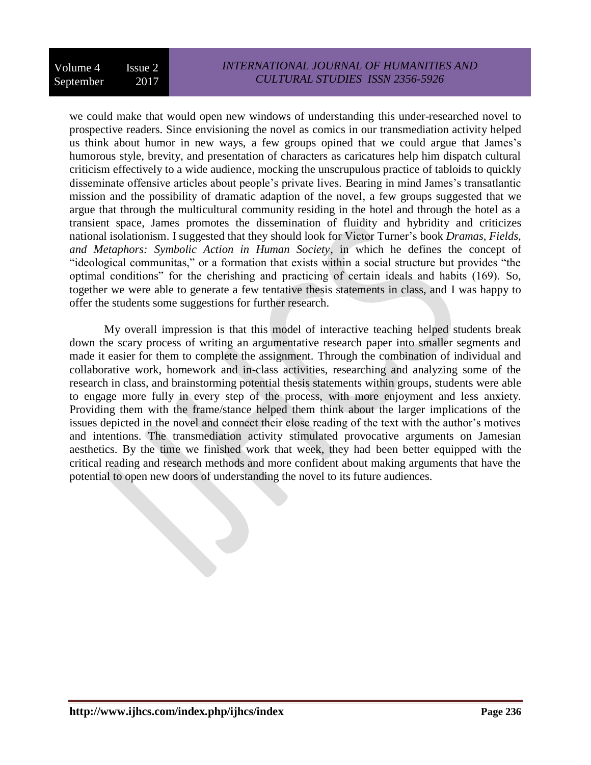we could make that would open new windows of understanding this under-researched novel to prospective readers. Since envisioning the novel as comics in our transmediation activity helped us think about humor in new ways, a few groups opined that we could argue that James's humorous style, brevity, and presentation of characters as caricatures help him dispatch cultural criticism effectively to a wide audience, mocking the unscrupulous practice of tabloids to quickly disseminate offensive articles about people's private lives. Bearing in mind James's transatlantic mission and the possibility of dramatic adaption of the novel, a few groups suggested that we argue that through the multicultural community residing in the hotel and through the hotel as a transient space, James promotes the dissemination of fluidity and hybridity and criticizes national isolationism. I suggested that they should look for Victor Turner's book *Dramas, Fields, and Metaphors: Symbolic Action in Human Society*, in which he defines the concept of "ideological communitas," or a formation that exists within a social structure but provides "the optimal conditions" for the cherishing and practicing of certain ideals and habits (169). So, together we were able to generate a few tentative thesis statements in class, and I was happy to offer the students some suggestions for further research.

My overall impression is that this model of interactive teaching helped students break down the scary process of writing an argumentative research paper into smaller segments and made it easier for them to complete the assignment. Through the combination of individual and collaborative work, homework and in-class activities, researching and analyzing some of the research in class, and brainstorming potential thesis statements within groups, students were able to engage more fully in every step of the process, with more enjoyment and less anxiety. Providing them with the frame/stance helped them think about the larger implications of the issues depicted in the novel and connect their close reading of the text with the author's motives and intentions. The transmediation activity stimulated provocative arguments on Jamesian aesthetics. By the time we finished work that week, they had been better equipped with the critical reading and research methods and more confident about making arguments that have the potential to open new doors of understanding the novel to its future audiences.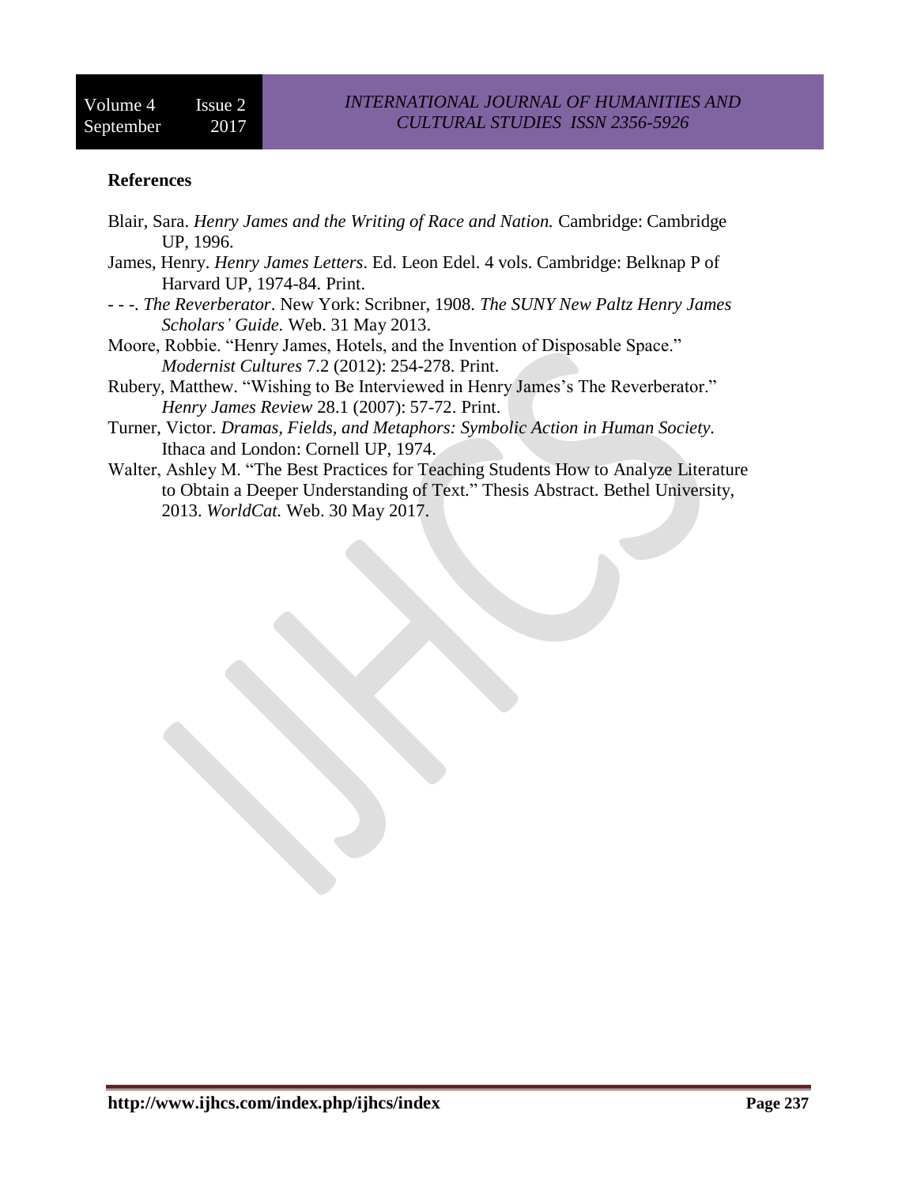## References

Blair, Sara. *Henry James and the Writing of Race and Nation.* Cambridge: Cambridge UP, 1996.

James, Henry. *Henry James Letters*. Ed. Leon Edel. 4 vols. Cambridge: Belknap P of Harvard UP, 1974-84. Print.

- - -. *The Reverberator*. New York: Scribner, 1908. *The SUNY New Paltz Henry James Scholars' Guide.* Web. 31 May 2013.

Moore, Robbie. "Henry James, Hotels, and the Invention of Disposable Space." *Modernist Cultures* 7.2 (2012): 254-278. Print.

Rubery, Matthew. "Wishing to Be Interviewed in Henry James's The Reverberator." *Henry James Review* 28.1 (2007): 57-72. Print.

Turner, Victor. *Dramas, Fields, and Metaphors: Symbolic Action in Human Society.* Ithaca and London: Cornell UP, 1974.

Walter, Ashley M. "The Best Practices for Teaching Students How to Analyze Literature to Obtain a Deeper Understanding of Text." Thesis Abstract. Bethel University, 2013. *WorldCat.* Web. 30 May 2017.